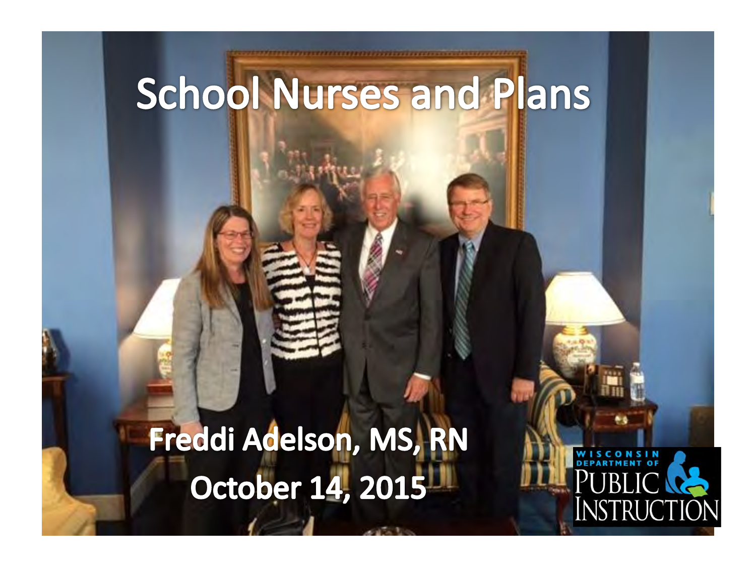# School Nurses and Plans

**Freddi Adelson, MS, RN**

**October 14, 2015**

WISCONSIN DEPARTMENT OF PUBLIC INSTRUCTION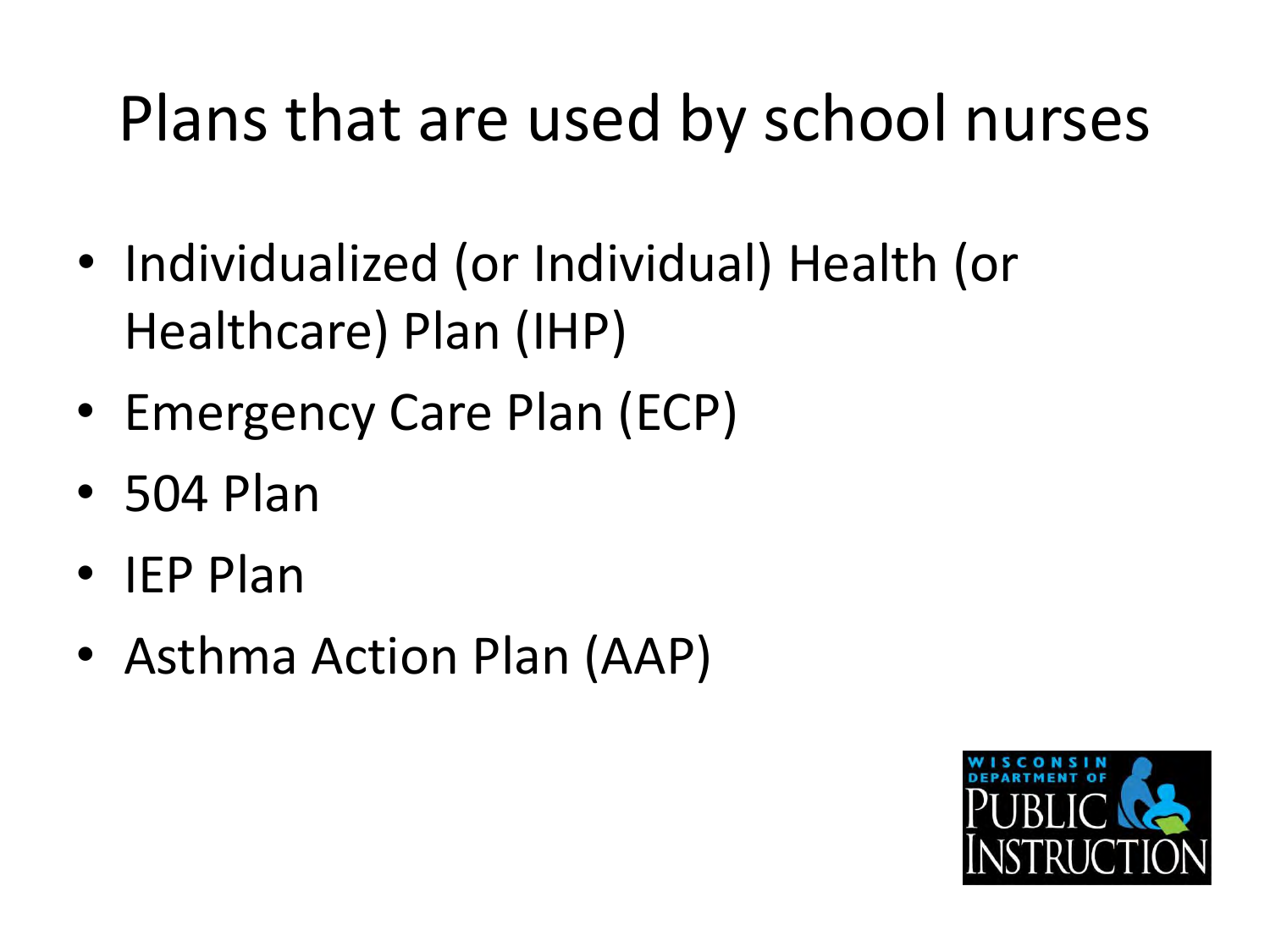# Plans that are used by school nurses

- Individualized (or Individual) Health (or Healthcare) Plan (IHP)
- Emergency Care Plan (ECP)
- 504 Plan
- IEP Plan
- Asthma Action Plan (AAP)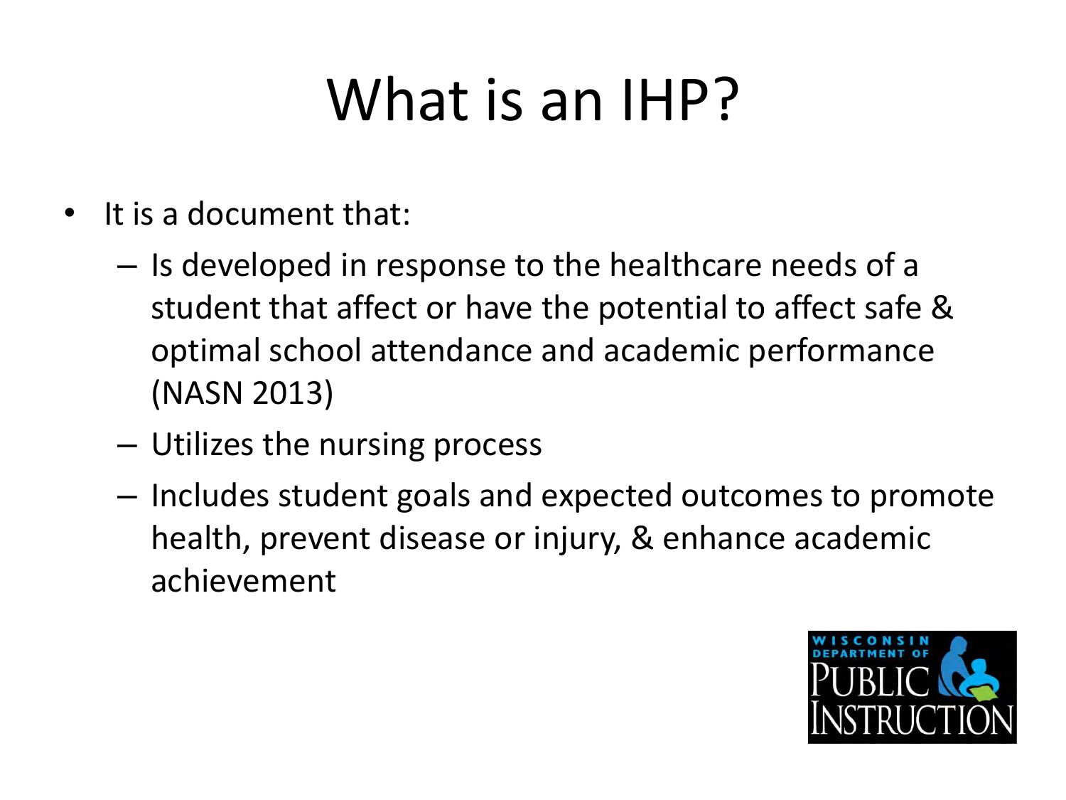# What is an IHP?

- It is a document that:
  - Is developed in response to the healthcare needs of a student that affect or have the potential to affect safe & optimal school attendance and academic performance (NASN 2013)
  - Utilizes the nursing process
  - Includes student goals and expected outcomes to promote health, prevent disease or injury, & enhance academic achievement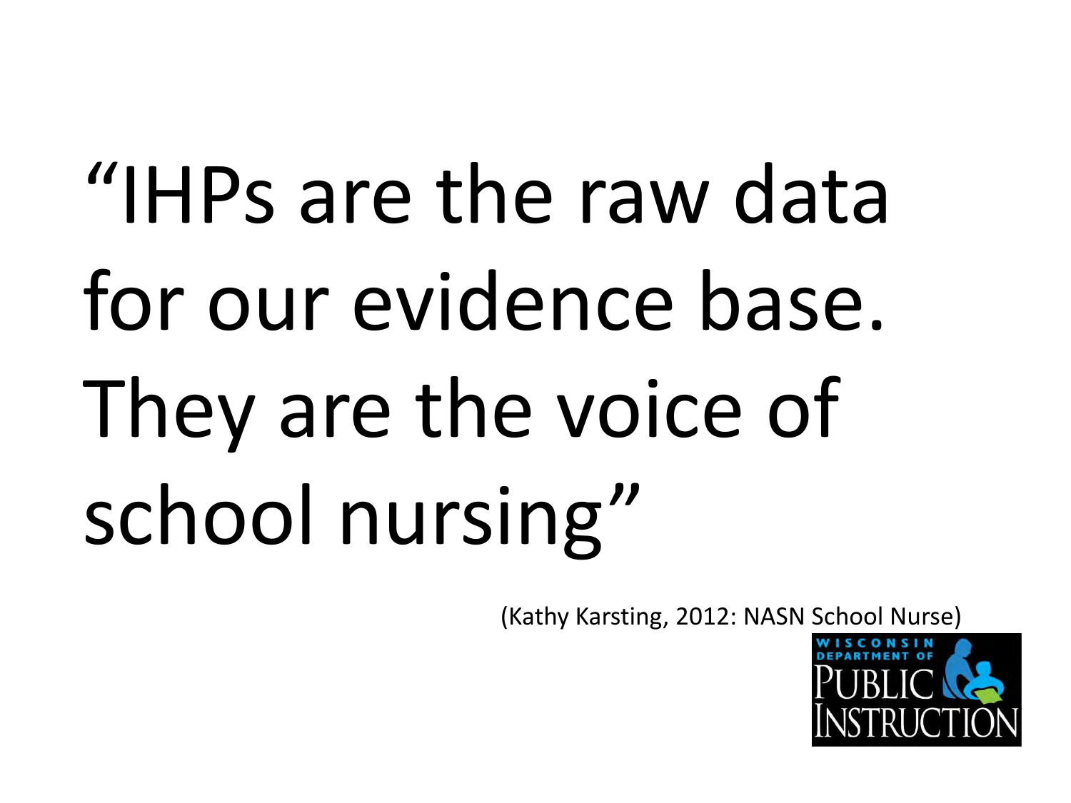"IHPs are the raw data for our evidence base. They are the voice of school nursing"

(Kathy Karsting, 2012: NASN School Nurse)

WISCONSIN DEPARTMENT OF PUBLIC INSTRUCTION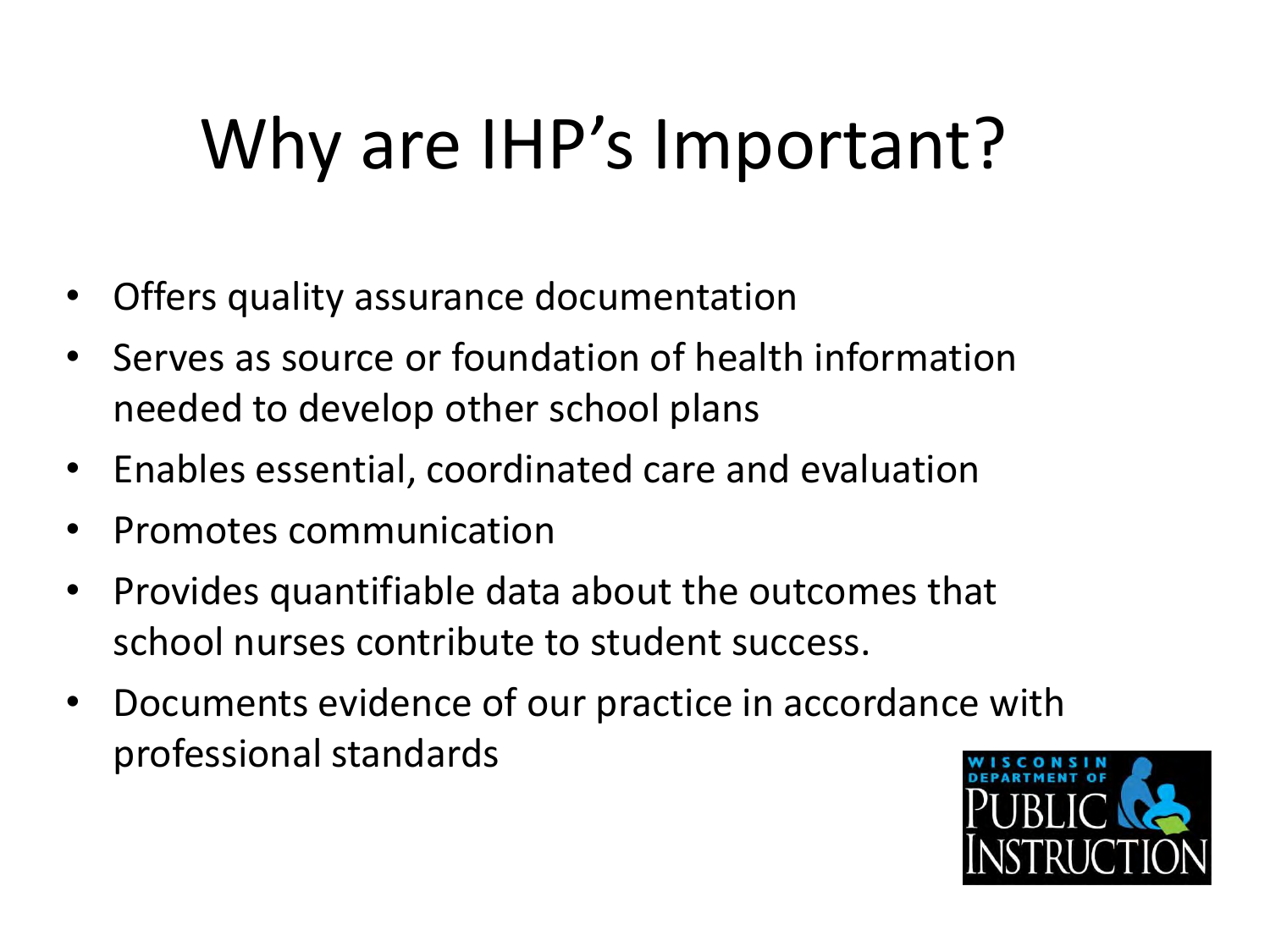# Why are IHP's Important?

- Offers quality assurance documentation
- Serves as source or foundation of health information needed to develop other school plans
- Enables essential, coordinated care and evaluation
- Promotes communication
- Provides quantifiable data about the outcomes that school nurses contribute to student success.
- Documents evidence of our practice in accordance with professional standards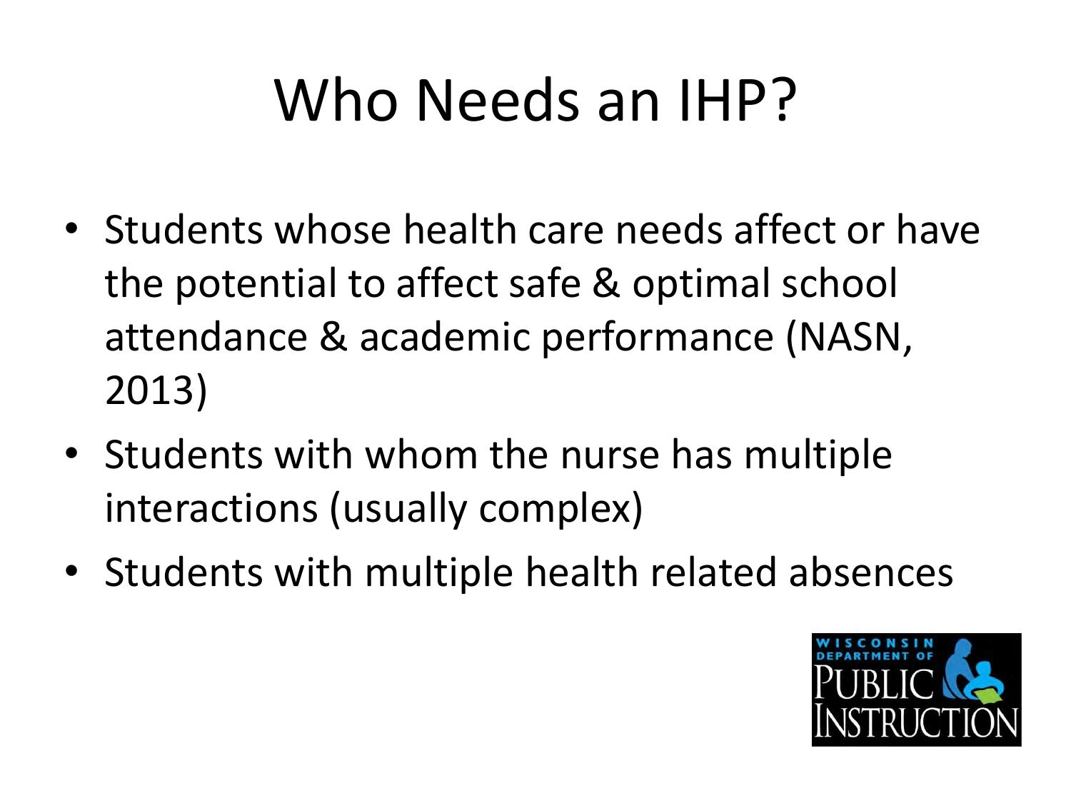# Who Needs an IHP?

- Students whose health care needs affect or have the potential to affect safe & optimal school attendance & academic performance (NASN, 2013)
- Students with whom the nurse has multiple interactions (usually complex)
- Students with multiple health related absences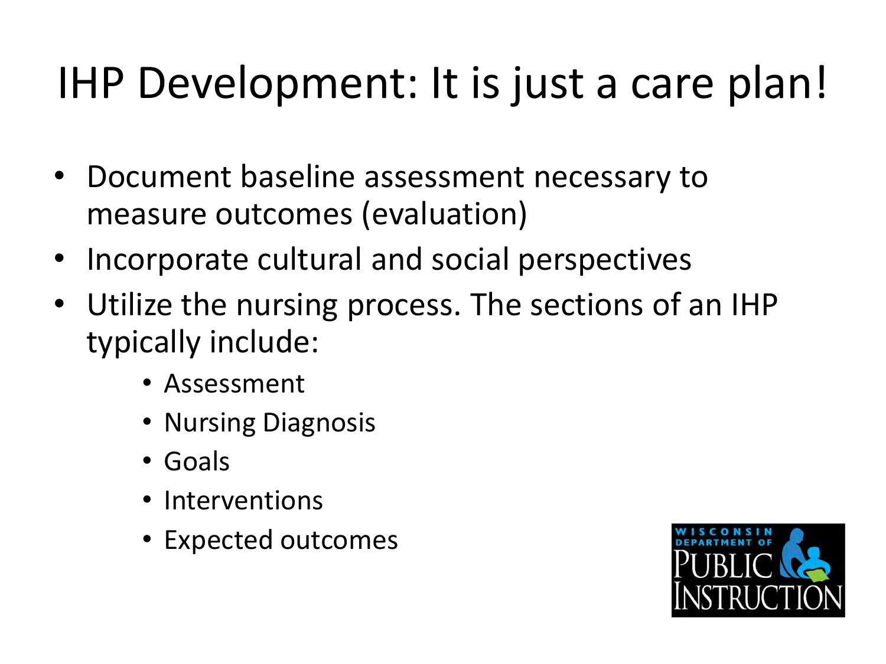# IHP Development: It is just a care plan!

- Document baseline assessment necessary to measure outcomes (evaluation)
- Incorporate cultural and social perspectives
- Utilize the nursing process. The sections of an IHP typically include:
  - Assessment
  - Nursing Diagnosis
  - Goals
  - Interventions
  - Expected outcomes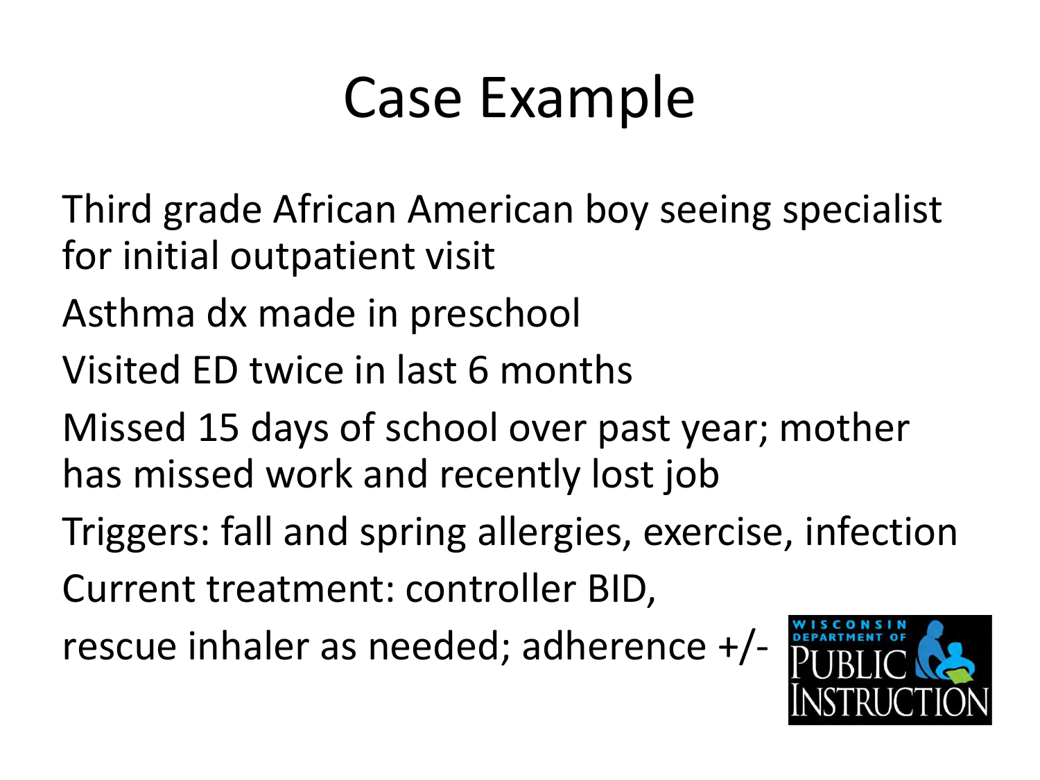# Case Example

Third grade African American boy seeing specialist for initial outpatient visit

Asthma dx made in preschool

Visited ED twice in last 6 months

Missed 15 days of school over past year; mother has missed work and recently lost job

Triggers: fall and spring allergies, exercise, infection

Current treatment: controller BID,

rescue inhaler as needed; adherence +/-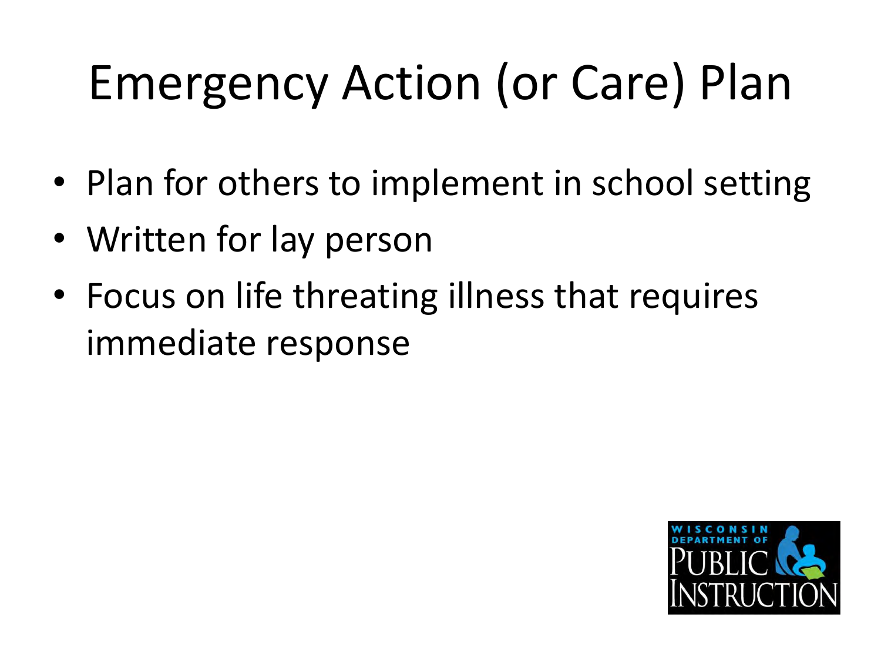# Emergency Action (or Care) Plan

- Plan for others to implement in school setting
- Written for lay person
- Focus on life threating illness that requires immediate response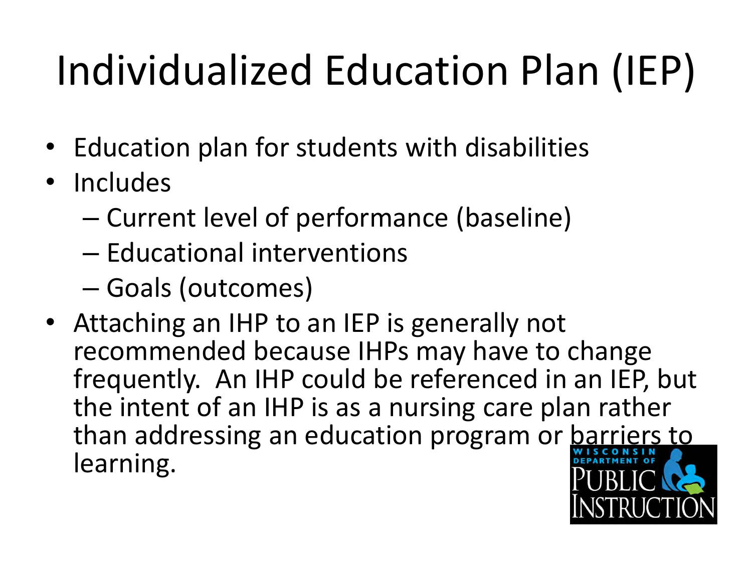# Individualized Education Plan (IEP)

- Education plan for students with disabilities
- Includes
  - Current level of performance (baseline)
  - Educational interventions
  - Goals (outcomes)
- Attaching an IHP to an IEP is generally not recommended because IHPs may have to change frequently. An IHP could be referenced in an IEP, but the intent of an IHP is as a nursing care plan rather than addressing an education program or barriers to learning.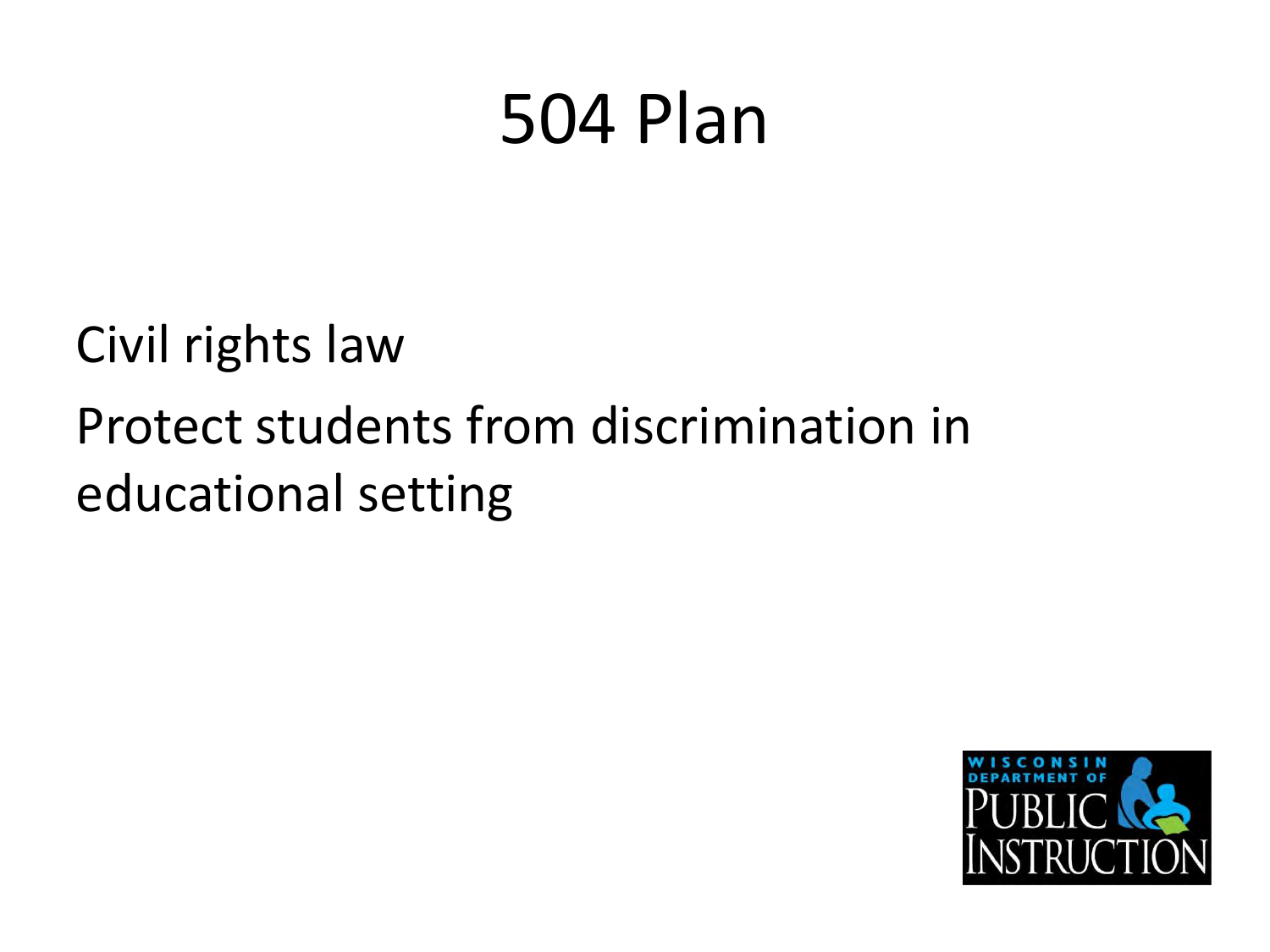# 504 Plan

Civil rights law

Protect students from discrimination in educational setting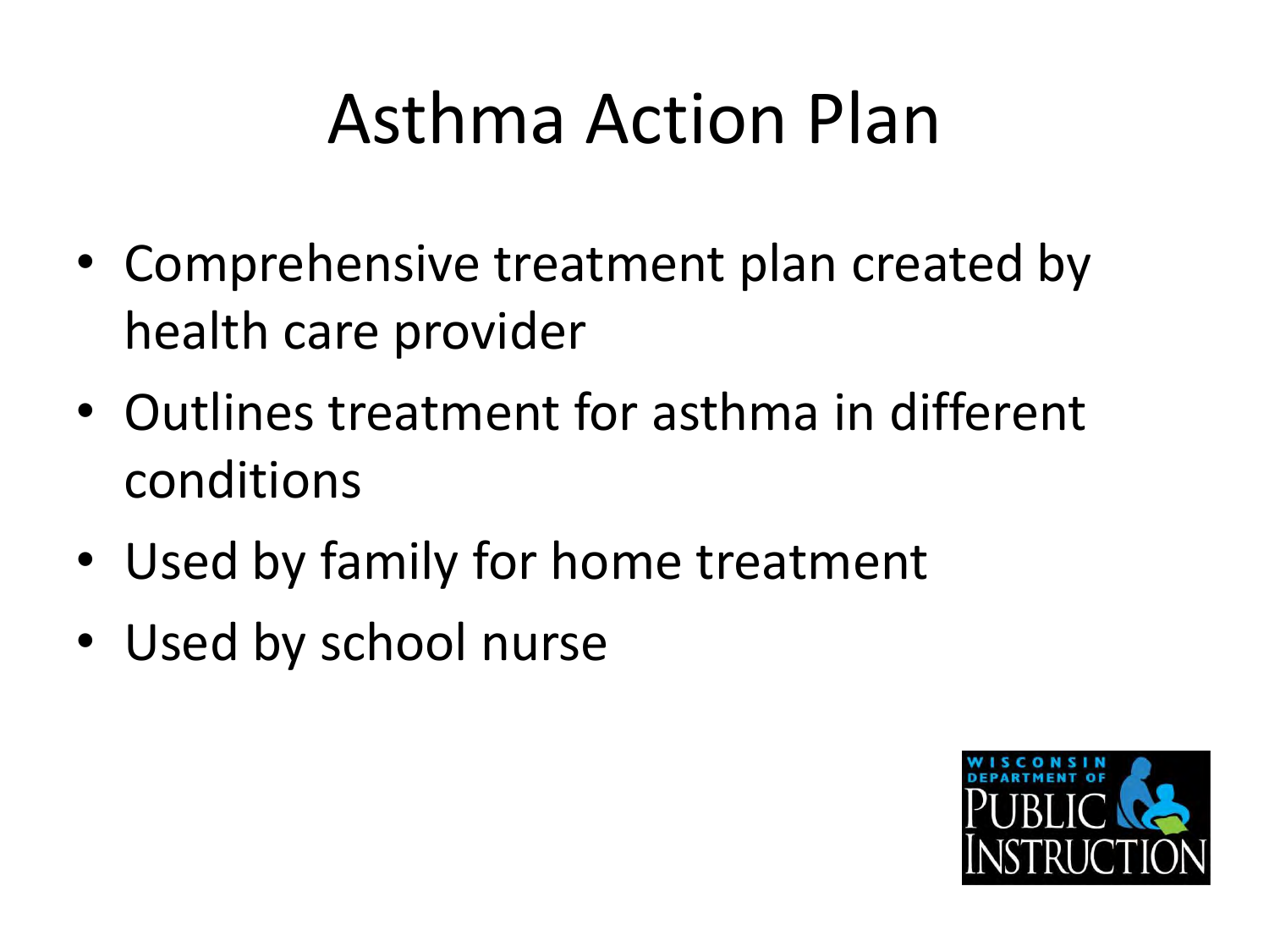# Asthma Action Plan

- Comprehensive treatment plan created by health care provider
- Outlines treatment for asthma in different conditions
- Used by family for home treatment
- Used by school nurse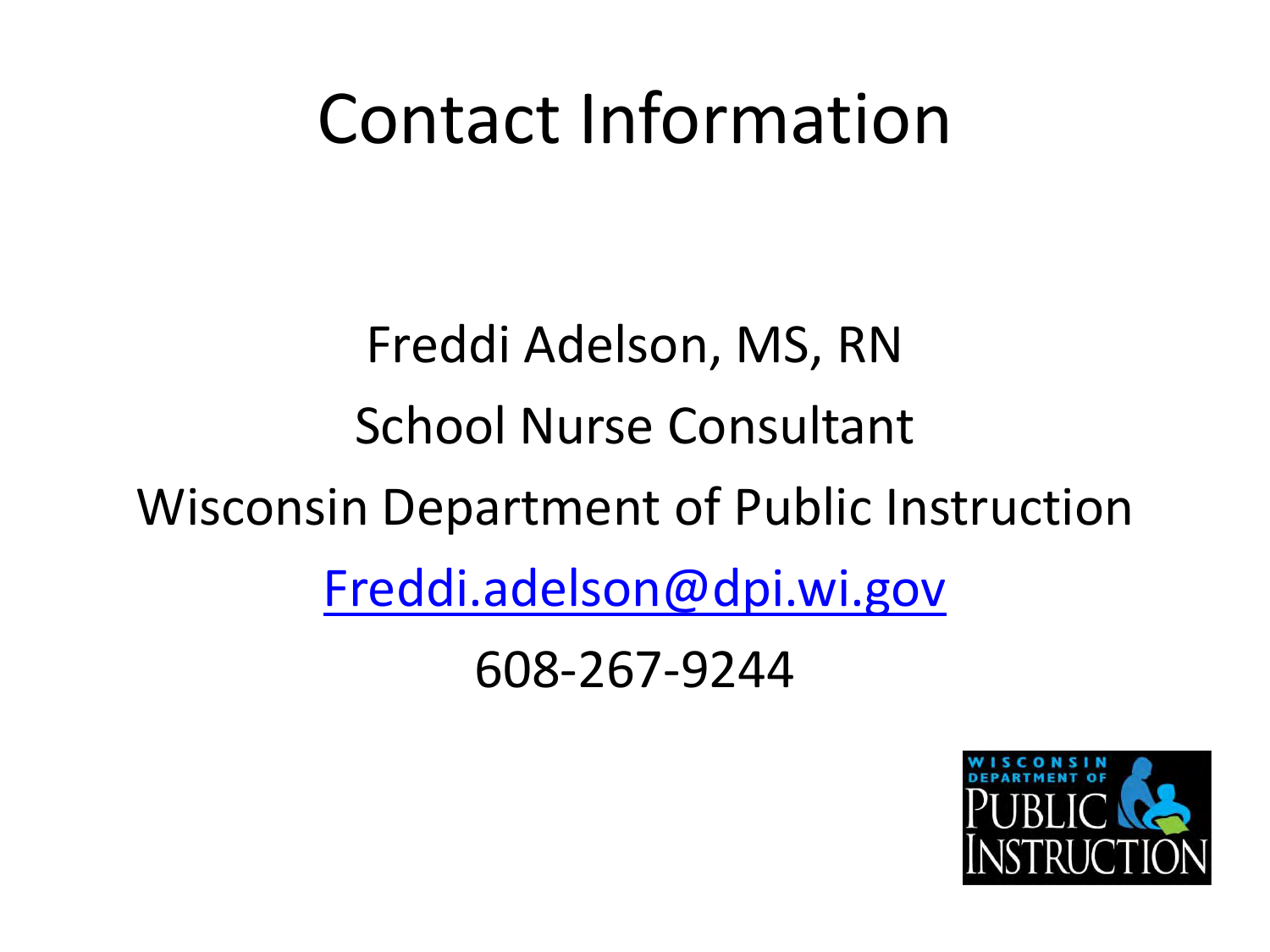# Contact Information

Freddi Adelson, MS, RN

School Nurse Consultant

Wisconsin Department of Public Instruction

Freddi.adelson@dpi.wi.gov

608-267-9244